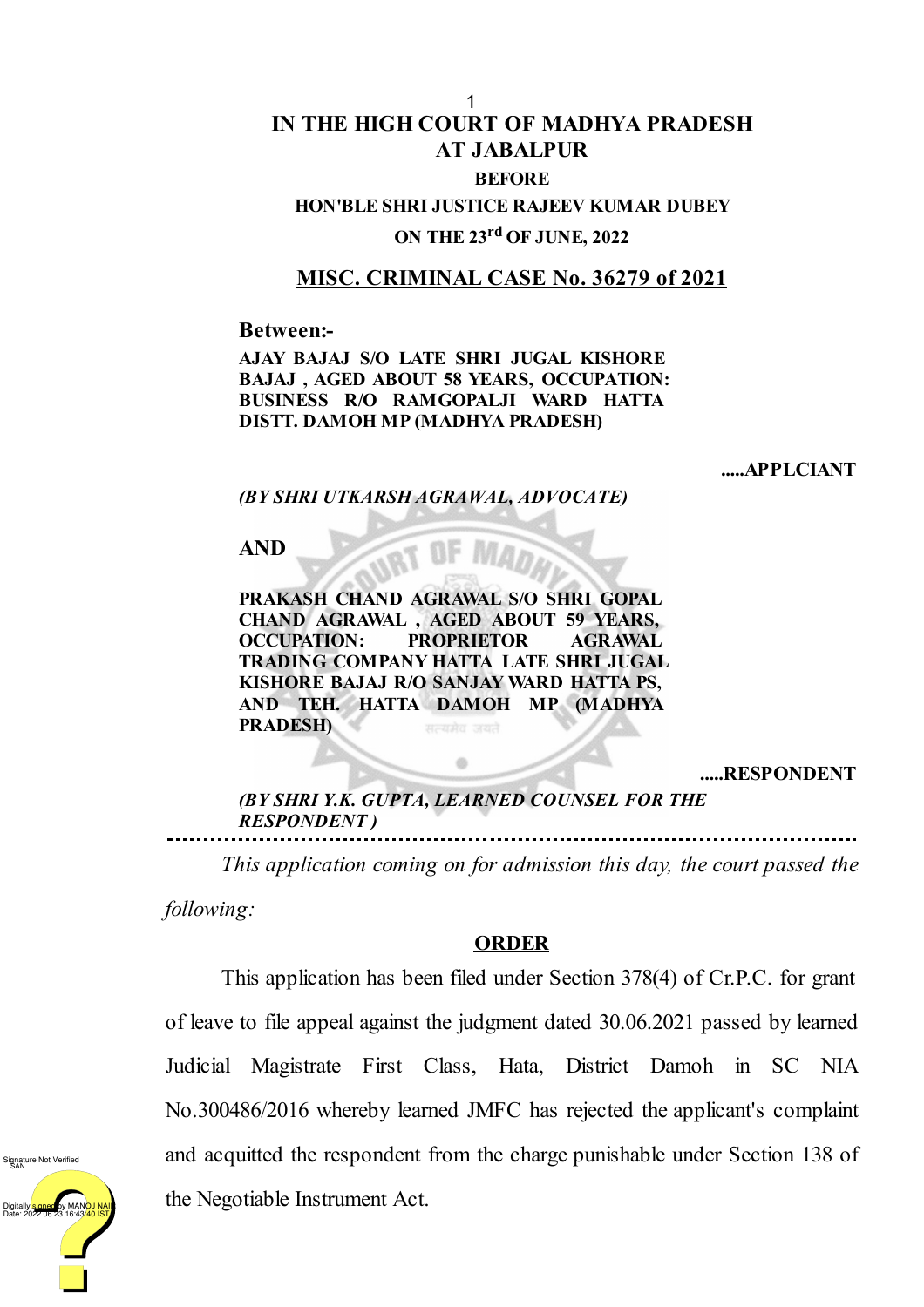**IN THE HIGH COURT OF MADHYA PRADESH**
**AT JABALPUR**

**BEFORE**

**HON'BLE SHRI JUSTICE RAJEEV KUMAR DUBEY**

**ON THE 23rd OF JUNE, 2022**

**MISC. CRIMINAL CASE No. 36279 of 2021**

**Between:-**

**AJAY BAJAJ S/O LATE SHRI JUGAL KISHORE BAJAJ , AGED ABOUT 58 YEARS, OCCUPATION: BUSINESS R/O RAMGOPALJI WARD HATTA DISTT. DAMOH MP (MADHYA PRADESH)**

**.....APPLCIANT**

***(BY SHRI UTKARSH AGRAWAL, ADVOCATE)***

**AND**

**PRAKASH CHAND AGRAWAL S/O SHRI GOPAL CHAND AGRAWAL , AGED ABOUT 59 YEARS, OCCUPATION: PROPRIETOR AGRAWAL TRADING COMPANY HATTA LATE SHRI JUGAL KISHORE BAJAJ R/O SANJAY WARD HATTA PS, AND TEH. HATTA DAMOH MP (MADHYA PRADESH)**

**.....RESPONDENT**

***(BY SHRI Y.K. GUPTA, LEARNED COUNSEL FOR THE RESPONDENT )***

---

*This application coming on for admission this day, the court passed the following:*

**ORDER**

This application has been filed under Section 378(4) of Cr.P.C. for grant of leave to file appeal against the judgment dated 30.06.2021 passed by learned Judicial Magistrate First Class, Hata, District Damoh in SC NIA No.300486/2016 whereby learned JMFC has rejected the applicant's complaint and acquitted the respondent from the charge punishable under Section 138 of the Negotiable Instrument Act.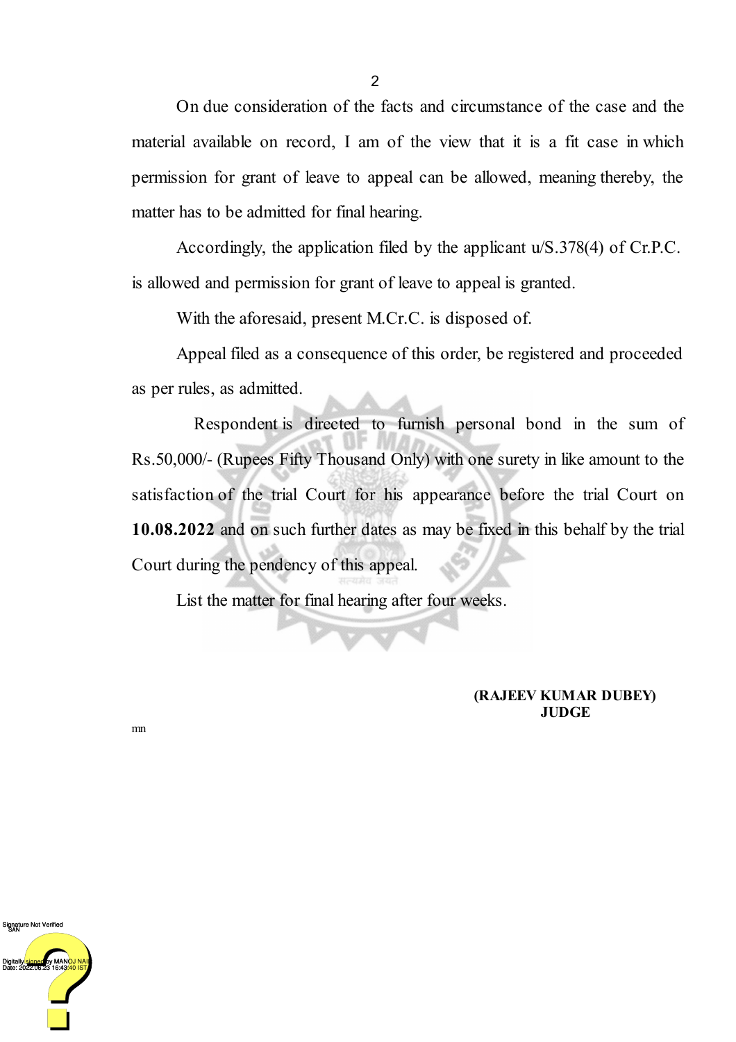On due consideration of the facts and circumstance of the case and the material available on record, I am of the view that it is a fit case in which permission for grant of leave to appeal can be allowed, meaning thereby, the matter has to be admitted for final hearing.

Accordingly, the application filed by the applicant u/S.378(4) of Cr.P.C. is allowed and permission for grant of leave to appeal is granted.

With the aforesaid, present M.Cr.C. is disposed of.

Appeal filed as a consequence of this order, be registered and proceeded as per rules, as admitted.

Respondent is directed to furnish personal bond in the sum of Rs.50,000/- (Rupees Fifty Thousand Only) with one surety in like amount to the satisfaction of the trial Court for his appearance before the trial Court on **10.08.2022** and on such further dates as may be fixed in this behalf by the trial Court during the pendency of this appeal.

List the matter for final hearing after four weeks.

**(RAJEEV KUMAR DUBEY)**
**JUDGE**

mn

Signature Not Verified
SAN
Digitally signed by MANOJ NAIR
Date: 2022.06.23 16:43:40 IST